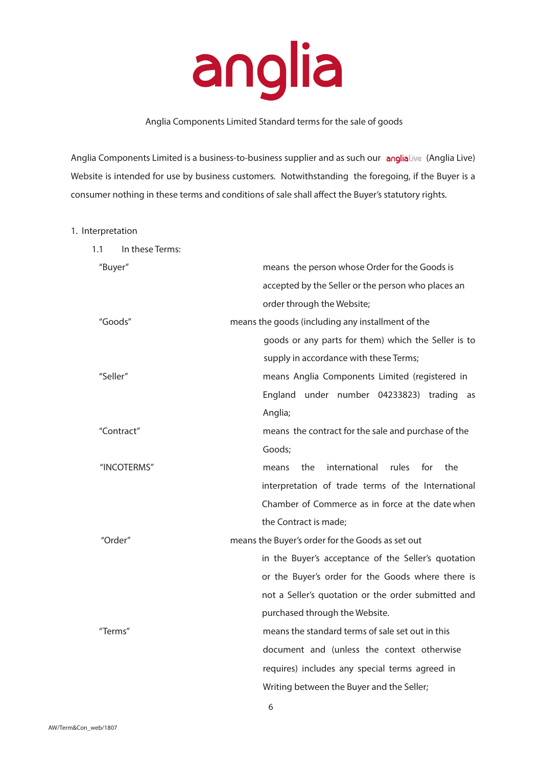# anglia

Anglia Components Limited Standard terms for the sale of goods

Anglia Components Limited is a business-to-business supplier and as such our angliaLive (Anglia Live) Website is intended for use by business customers. Notwithstanding the foregoing, if the Buyer is a consumer nothing in these terms and conditions of sale shall affect the Buyer's statutory rights.

1. Interpretation

1.1 In these Terms:

| | |
|---|---|
| "Buyer" | means the person whose Order for the Goods is accepted by the Seller or the person who places an order through the Website; |
| "Goods" | means the goods (including any installment of the goods or any parts for them) which the Seller is to supply in accordance with these Terms; |
| "Seller" | means Anglia Components Limited (registered in England under number 04233823) trading as Anglia; |
| "Contract" | means the contract for the sale and purchase of the Goods; |
| "INCOTERMS" | means the international rules for the interpretation of trade terms of the International Chamber of Commerce as in force at the date when the Contract is made; |
| "Order" | means the Buyer's order for the Goods as set out in the Buyer's acceptance of the Seller's quotation or the Buyer's order for the Goods where there is not a Seller's quotation or the order submitted and purchased through the Website. |
| "Terms" | means the standard terms of sale set out in this document and (unless the context otherwise requires) includes any special terms agreed in Writing between the Buyer and the Seller; |

AW/Term&Con_web/1807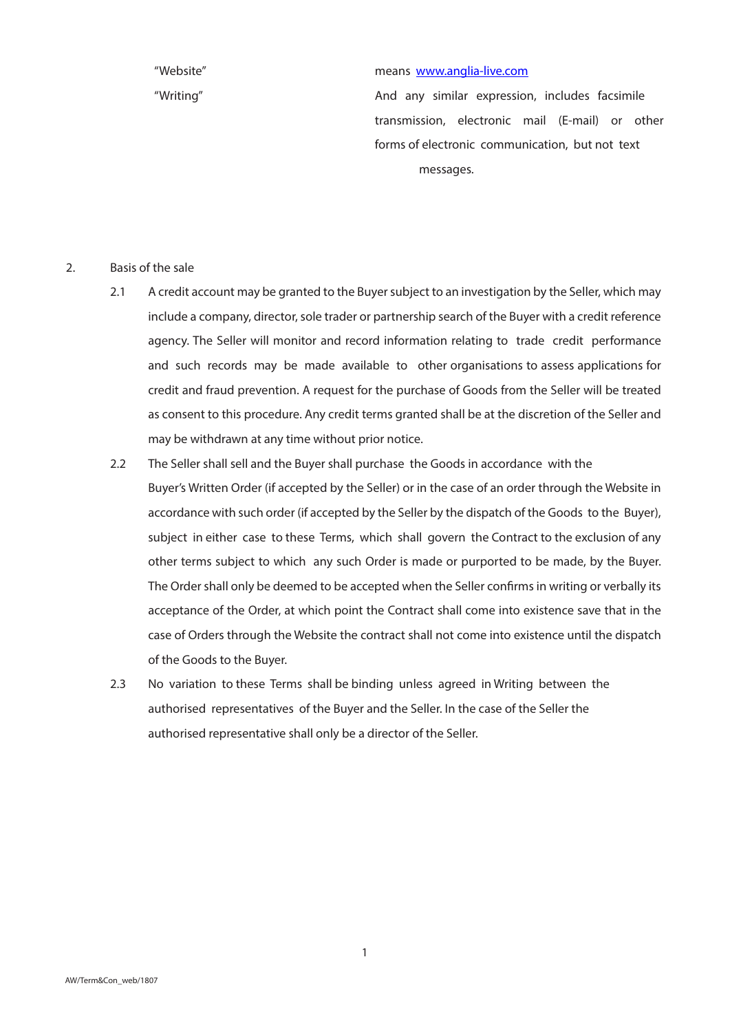| | |
|---|---|
| "Website" | means www.anglia-live.com |
| "Writing" | And any similar expression, includes facsimile transmission, electronic mail (E-mail) or other forms of electronic communication, but not text messages. |

2. Basis of the sale

2.1 A credit account may be granted to the Buyer subject to an investigation by the Seller, which may include a company, director, sole trader or partnership search of the Buyer with a credit reference agency. The Seller will monitor and record information relating to trade credit performance and such records may be made available to other organisations to assess applications for credit and fraud prevention. A request for the purchase of Goods from the Seller will be treated as consent to this procedure. Any credit terms granted shall be at the discretion of the Seller and may be withdrawn at any time without prior notice.

2.2 The Seller shall sell and the Buyer shall purchase the Goods in accordance with the Buyer's Written Order (if accepted by the Seller) or in the case of an order through the Website in accordance with such order (if accepted by the Seller by the dispatch of the Goods to the Buyer), subject in either case to these Terms, which shall govern the Contract to the exclusion of any other terms subject to which any such Order is made or purported to be made, by the Buyer. The Order shall only be deemed to be accepted when the Seller confirms in writing or verbally its acceptance of the Order, at which point the Contract shall come into existence save that in the case of Orders through the Website the contract shall not come into existence until the dispatch of the Goods to the Buyer.

2.3 No variation to these Terms shall be binding unless agreed in Writing between the authorised representatives of the Buyer and the Seller. In the case of the Seller the authorised representative shall only be a director of the Seller.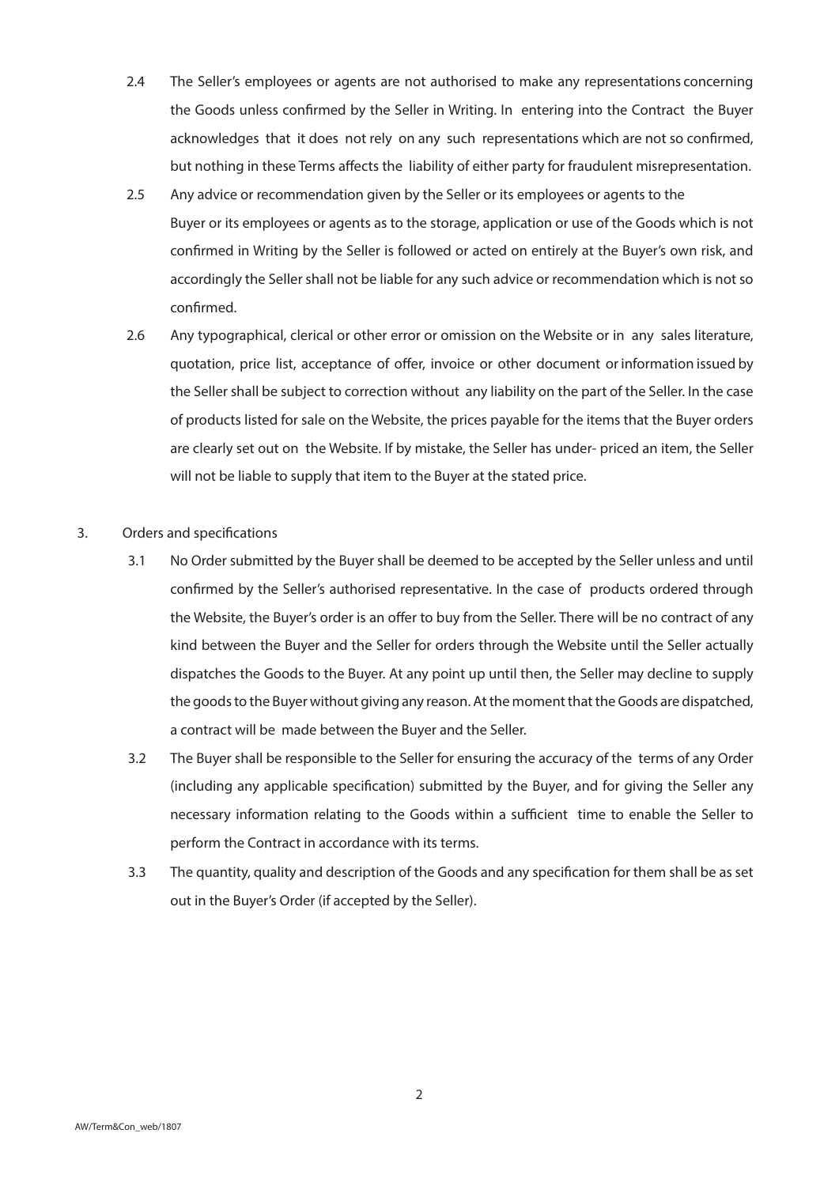2.4 The Seller's employees or agents are not authorised to make any representations concerning the Goods unless confirmed by the Seller in Writing. In entering into the Contract the Buyer acknowledges that it does not rely on any such representations which are not so confirmed, but nothing in these Terms affects the liability of either party for fraudulent misrepresentation.

2.5 Any advice or recommendation given by the Seller or its employees or agents to the Buyer or its employees or agents as to the storage, application or use of the Goods which is not confirmed in Writing by the Seller is followed or acted on entirely at the Buyer's own risk, and accordingly the Seller shall not be liable for any such advice or recommendation which is not so confirmed.

2.6 Any typographical, clerical or other error or omission on the Website or in any sales literature, quotation, price list, acceptance of offer, invoice or other document or information issued by the Seller shall be subject to correction without any liability on the part of the Seller. In the case of products listed for sale on the Website, the prices payable for the items that the Buyer orders are clearly set out on the Website. If by mistake, the Seller has under- priced an item, the Seller will not be liable to supply that item to the Buyer at the stated price.

3. Orders and specifications

3.1 No Order submitted by the Buyer shall be deemed to be accepted by the Seller unless and until confirmed by the Seller's authorised representative. In the case of products ordered through the Website, the Buyer's order is an offer to buy from the Seller. There will be no contract of any kind between the Buyer and the Seller for orders through the Website until the Seller actually dispatches the Goods to the Buyer. At any point up until then, the Seller may decline to supply the goods to the Buyer without giving any reason. At the moment that the Goods are dispatched, a contract will be made between the Buyer and the Seller.

3.2 The Buyer shall be responsible to the Seller for ensuring the accuracy of the terms of any Order (including any applicable specification) submitted by the Buyer, and for giving the Seller any necessary information relating to the Goods within a sufficient time to enable the Seller to perform the Contract in accordance with its terms.

3.3 The quantity, quality and description of the Goods and any specification for them shall be as set out in the Buyer's Order (if accepted by the Seller).

AW/Term&Con_web/1807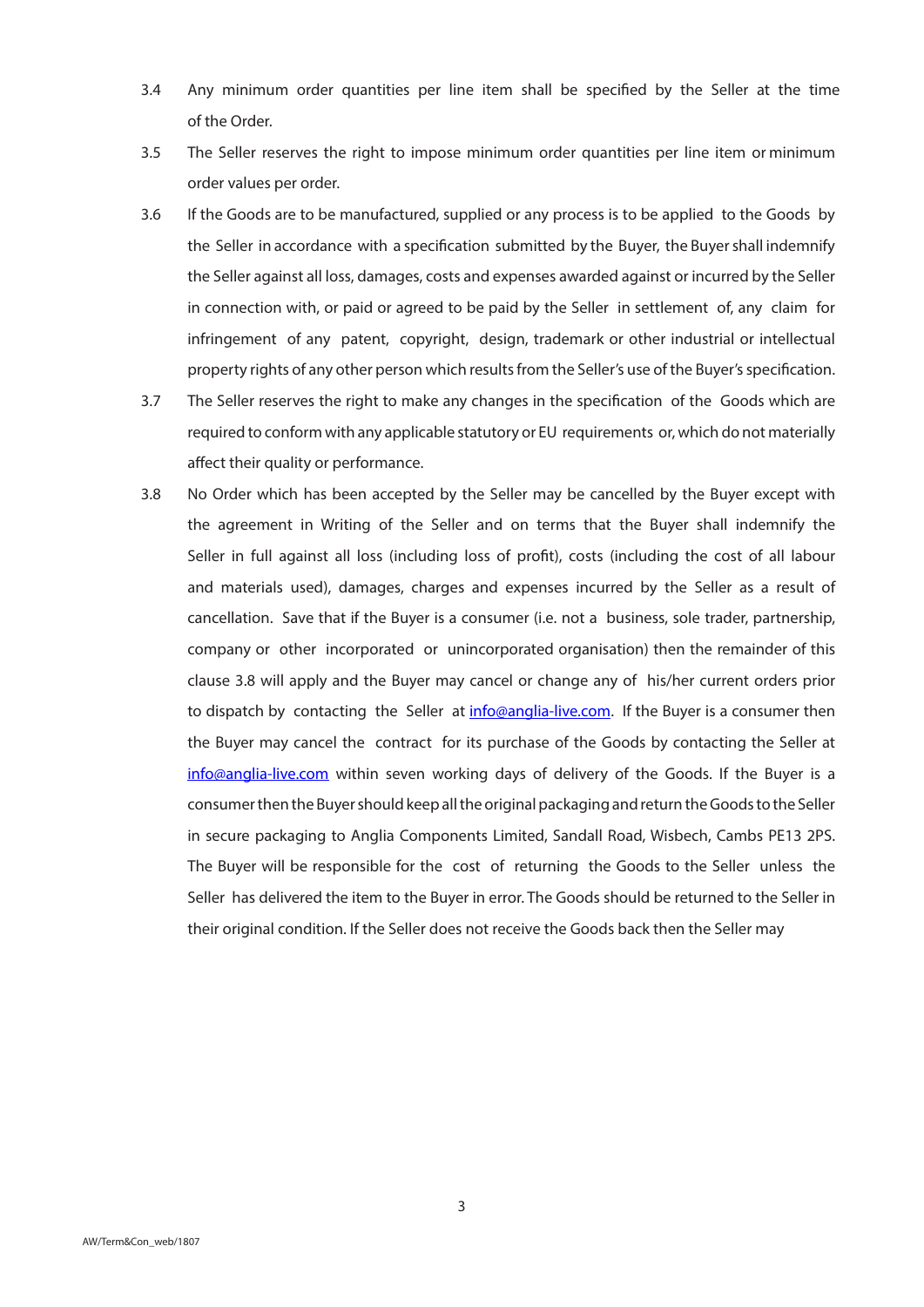3.4 Any minimum order quantities per line item shall be specified by the Seller at the time of the Order.

3.5 The Seller reserves the right to impose minimum order quantities per line item or minimum order values per order.

3.6 If the Goods are to be manufactured, supplied or any process is to be applied to the Goods by the Seller in accordance with a specification submitted by the Buyer, the Buyer shall indemnify the Seller against all loss, damages, costs and expenses awarded against or incurred by the Seller in connection with, or paid or agreed to be paid by the Seller in settlement of, any claim for infringement of any patent, copyright, design, trademark or other industrial or intellectual property rights of any other person which results from the Seller's use of the Buyer's specification.

3.7 The Seller reserves the right to make any changes in the specification of the Goods which are required to conform with any applicable statutory or EU requirements or, which do not materially affect their quality or performance.

3.8 No Order which has been accepted by the Seller may be cancelled by the Buyer except with the agreement in Writing of the Seller and on terms that the Buyer shall indemnify the Seller in full against all loss (including loss of profit), costs (including the cost of all labour and materials used), damages, charges and expenses incurred by the Seller as a result of cancellation. Save that if the Buyer is a consumer (i.e. not a business, sole trader, partnership, company or other incorporated or unincorporated organisation) then the remainder of this clause 3.8 will apply and the Buyer may cancel or change any of his/her current orders prior to dispatch by contacting the Seller at info@anglia-live.com. If the Buyer is a consumer then the Buyer may cancel the contract for its purchase of the Goods by contacting the Seller at info@anglia-live.com within seven working days of delivery of the Goods. If the Buyer is a consumer then the Buyer should keep all the original packaging and return the Goods to the Seller in secure packaging to Anglia Components Limited, Sandall Road, Wisbech, Cambs PE13 2PS. The Buyer will be responsible for the cost of returning the Goods to the Seller unless the Seller has delivered the item to the Buyer in error. The Goods should be returned to the Seller in their original condition. If the Seller does not receive the Goods back then the Seller may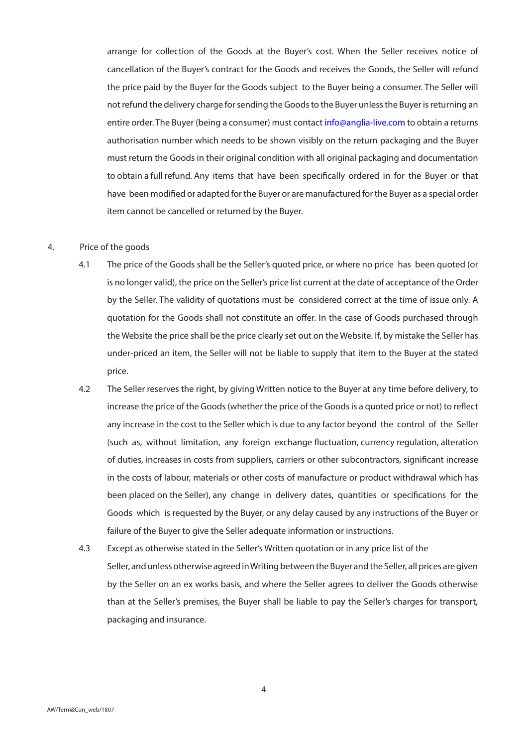arrange for collection of the Goods at the Buyer's cost. When the Seller receives notice of cancellation of the Buyer's contract for the Goods and receives the Goods, the Seller will refund the price paid by the Buyer for the Goods subject to the Buyer being a consumer. The Seller will not refund the delivery charge for sending the Goods to the Buyer unless the Buyer is returning an entire order. The Buyer (being a consumer) must contact info@anglia-live.com to obtain a returns authorisation number which needs to be shown visibly on the return packaging and the Buyer must return the Goods in their original condition with all original packaging and documentation to obtain a full refund. Any items that have been specifically ordered in for the Buyer or that have been modified or adapted for the Buyer or are manufactured for the Buyer as a special order item cannot be cancelled or returned by the Buyer.

4. Price of the goods

4.1 The price of the Goods shall be the Seller's quoted price, or where no price has been quoted (or is no longer valid), the price on the Seller's price list current at the date of acceptance of the Order by the Seller. The validity of quotations must be considered correct at the time of issue only. A quotation for the Goods shall not constitute an offer. In the case of Goods purchased through the Website the price shall be the price clearly set out on the Website. If, by mistake the Seller has under-priced an item, the Seller will not be liable to supply that item to the Buyer at the stated price.

4.2 The Seller reserves the right, by giving Written notice to the Buyer at any time before delivery, to increase the price of the Goods (whether the price of the Goods is a quoted price or not) to reflect any increase in the cost to the Seller which is due to any factor beyond the control of the Seller (such as, without limitation, any foreign exchange fluctuation, currency regulation, alteration of duties, increases in costs from suppliers, carriers or other subcontractors, significant increase in the costs of labour, materials or other costs of manufacture or product withdrawal which has been placed on the Seller), any change in delivery dates, quantities or specifications for the Goods which is requested by the Buyer, or any delay caused by any instructions of the Buyer or failure of the Buyer to give the Seller adequate information or instructions.

4.3 Except as otherwise stated in the Seller's Written quotation or in any price list of the Seller, and unless otherwise agreed in Writing between the Buyer and the Seller, all prices are given by the Seller on an ex works basis, and where the Seller agrees to deliver the Goods otherwise than at the Seller's premises, the Buyer shall be liable to pay the Seller's charges for transport, packaging and insurance.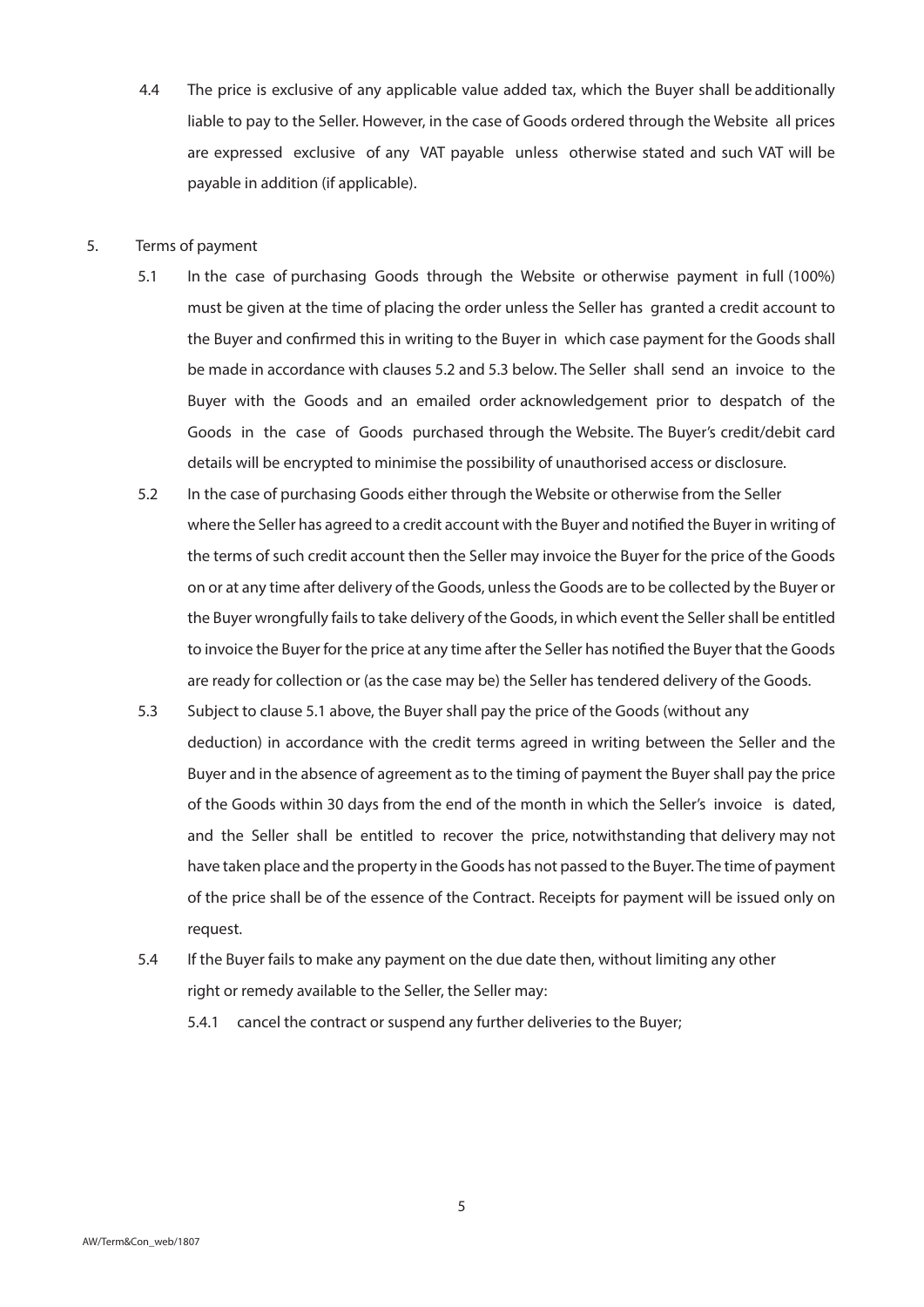4.4 The price is exclusive of any applicable value added tax, which the Buyer shall be additionally liable to pay to the Seller. However, in the case of Goods ordered through the Website all prices are expressed exclusive of any VAT payable unless otherwise stated and such VAT will be payable in addition (if applicable).

5. Terms of payment

5.1 In the case of purchasing Goods through the Website or otherwise payment in full (100%) must be given at the time of placing the order unless the Seller has granted a credit account to the Buyer and confirmed this in writing to the Buyer in which case payment for the Goods shall be made in accordance with clauses 5.2 and 5.3 below. The Seller shall send an invoice to the Buyer with the Goods and an emailed order acknowledgement prior to despatch of the Goods in the case of Goods purchased through the Website. The Buyer's credit/debit card details will be encrypted to minimise the possibility of unauthorised access or disclosure.

5.2 In the case of purchasing Goods either through the Website or otherwise from the Seller where the Seller has agreed to a credit account with the Buyer and notified the Buyer in writing of the terms of such credit account then the Seller may invoice the Buyer for the price of the Goods on or at any time after delivery of the Goods, unless the Goods are to be collected by the Buyer or the Buyer wrongfully fails to take delivery of the Goods, in which event the Seller shall be entitled to invoice the Buyer for the price at any time after the Seller has notified the Buyer that the Goods are ready for collection or (as the case may be) the Seller has tendered delivery of the Goods.

5.3 Subject to clause 5.1 above, the Buyer shall pay the price of the Goods (without any deduction) in accordance with the credit terms agreed in writing between the Seller and the Buyer and in the absence of agreement as to the timing of payment the Buyer shall pay the price of the Goods within 30 days from the end of the month in which the Seller's invoice is dated, and the Seller shall be entitled to recover the price, notwithstanding that delivery may not have taken place and the property in the Goods has not passed to the Buyer. The time of payment of the price shall be of the essence of the Contract. Receipts for payment will be issued only on request.

5.4 If the Buyer fails to make any payment on the due date then, without limiting any other right or remedy available to the Seller, the Seller may:

5.4.1 cancel the contract or suspend any further deliveries to the Buyer;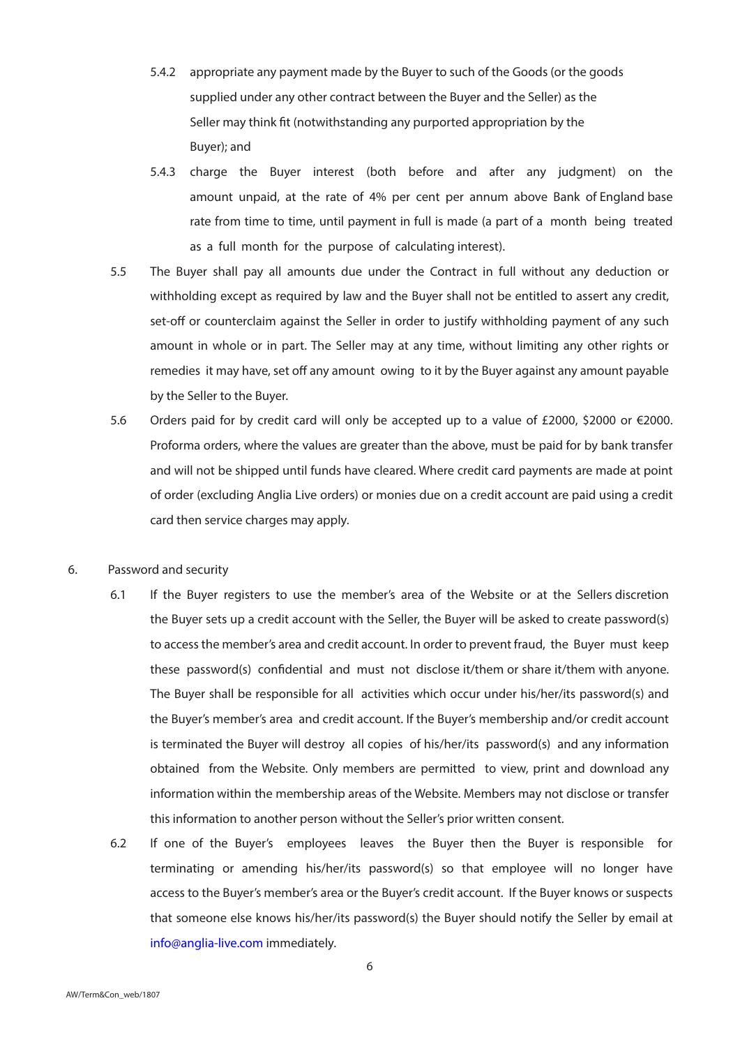5.4.2 appropriate any payment made by the Buyer to such of the Goods (or the goods supplied under any other contract between the Buyer and the Seller) as the Seller may think fit (notwithstanding any purported appropriation by the Buyer); and

5.4.3 charge the Buyer interest (both before and after any judgment) on the amount unpaid, at the rate of 4% per cent per annum above Bank of England base rate from time to time, until payment in full is made (a part of a month being treated as a full month for the purpose of calculating interest).

5.5 The Buyer shall pay all amounts due under the Contract in full without any deduction or withholding except as required by law and the Buyer shall not be entitled to assert any credit, set-off or counterclaim against the Seller in order to justify withholding payment of any such amount in whole or in part. The Seller may at any time, without limiting any other rights or remedies it may have, set off any amount owing to it by the Buyer against any amount payable by the Seller to the Buyer.

5.6 Orders paid for by credit card will only be accepted up to a value of £2000, $2000 or €2000. Proforma orders, where the values are greater than the above, must be paid for by bank transfer and will not be shipped until funds have cleared. Where credit card payments are made at point of order (excluding Anglia Live orders) or monies due on a credit account are paid using a credit card then service charges may apply.

6. Password and security

6.1 If the Buyer registers to use the member's area of the Website or at the Sellers discretion the Buyer sets up a credit account with the Seller, the Buyer will be asked to create password(s) to access the member's area and credit account. In order to prevent fraud, the Buyer must keep these password(s) confidential and must not disclose it/them or share it/them with anyone. The Buyer shall be responsible for all activities which occur under his/her/its password(s) and the Buyer's member's area and credit account. If the Buyer's membership and/or credit account is terminated the Buyer will destroy all copies of his/her/its password(s) and any information obtained from the Website. Only members are permitted to view, print and download any information within the membership areas of the Website. Members may not disclose or transfer this information to another person without the Seller's prior written consent.

6.2 If one of the Buyer's employees leaves the Buyer then the Buyer is responsible for terminating or amending his/her/its password(s) so that employee will no longer have access to the Buyer's member's area or the Buyer's credit account. If the Buyer knows or suspects that someone else knows his/her/its password(s) the Buyer should notify the Seller by email at info@anglia-live.com immediately.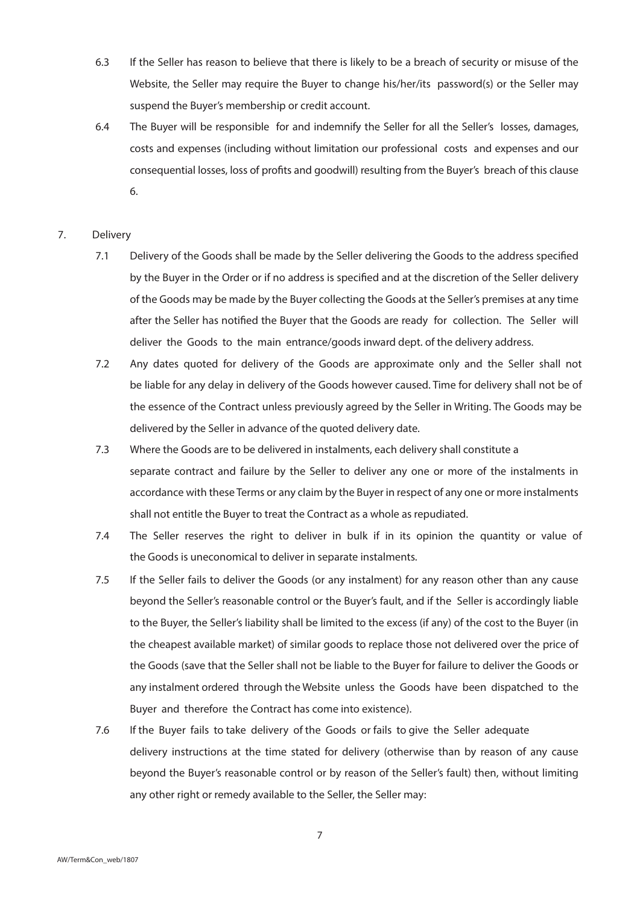6.3 If the Seller has reason to believe that there is likely to be a breach of security or misuse of the Website, the Seller may require the Buyer to change his/her/its password(s) or the Seller may suspend the Buyer's membership or credit account.

6.4 The Buyer will be responsible for and indemnify the Seller for all the Seller's losses, damages, costs and expenses (including without limitation our professional costs and expenses and our consequential losses, loss of profits and goodwill) resulting from the Buyer's breach of this clause 6.

7. Delivery

7.1 Delivery of the Goods shall be made by the Seller delivering the Goods to the address specified by the Buyer in the Order or if no address is specified and at the discretion of the Seller delivery of the Goods may be made by the Buyer collecting the Goods at the Seller's premises at any time after the Seller has notified the Buyer that the Goods are ready for collection. The Seller will deliver the Goods to the main entrance/goods inward dept. of the delivery address.

7.2 Any dates quoted for delivery of the Goods are approximate only and the Seller shall not be liable for any delay in delivery of the Goods however caused. Time for delivery shall not be of the essence of the Contract unless previously agreed by the Seller in Writing. The Goods may be delivered by the Seller in advance of the quoted delivery date.

7.3 Where the Goods are to be delivered in instalments, each delivery shall constitute a separate contract and failure by the Seller to deliver any one or more of the instalments in accordance with these Terms or any claim by the Buyer in respect of any one or more instalments shall not entitle the Buyer to treat the Contract as a whole as repudiated.

7.4 The Seller reserves the right to deliver in bulk if in its opinion the quantity or value of the Goods is uneconomical to deliver in separate instalments.

7.5 If the Seller fails to deliver the Goods (or any instalment) for any reason other than any cause beyond the Seller's reasonable control or the Buyer's fault, and if the Seller is accordingly liable to the Buyer, the Seller's liability shall be limited to the excess (if any) of the cost to the Buyer (in the cheapest available market) of similar goods to replace those not delivered over the price of the Goods (save that the Seller shall not be liable to the Buyer for failure to deliver the Goods or any instalment ordered through the Website unless the Goods have been dispatched to the Buyer and therefore the Contract has come into existence).

7.6 If the Buyer fails to take delivery of the Goods or fails to give the Seller adequate delivery instructions at the time stated for delivery (otherwise than by reason of any cause beyond the Buyer's reasonable control or by reason of the Seller's fault) then, without limiting any other right or remedy available to the Seller, the Seller may: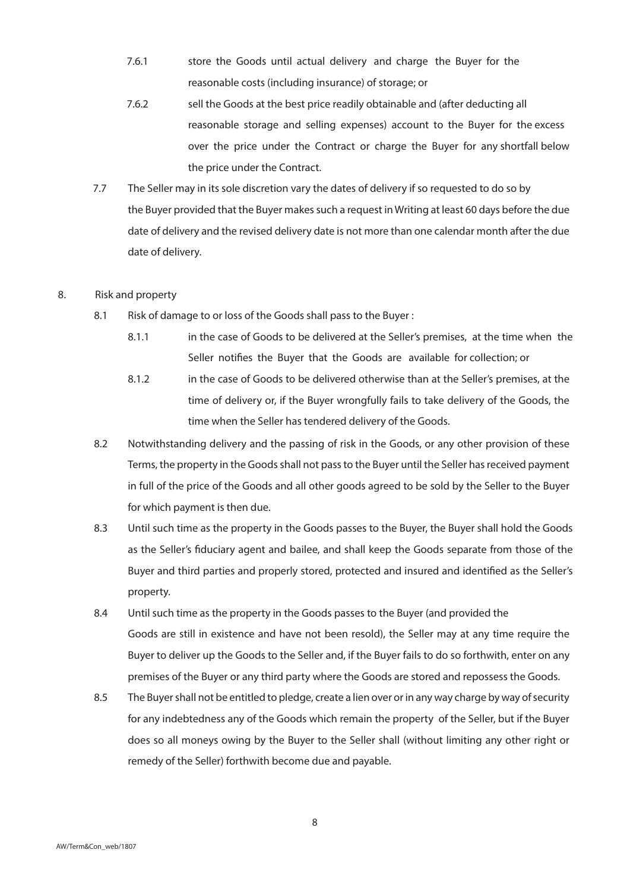7.6.1 store the Goods until actual delivery and charge the Buyer for the reasonable costs (including insurance) of storage; or

7.6.2 sell the Goods at the best price readily obtainable and (after deducting all reasonable storage and selling expenses) account to the Buyer for the excess over the price under the Contract or charge the Buyer for any shortfall below the price under the Contract.

7.7 The Seller may in its sole discretion vary the dates of delivery if so requested to do so by the Buyer provided that the Buyer makes such a request in Writing at least 60 days before the due date of delivery and the revised delivery date is not more than one calendar month after the due date of delivery.

8. Risk and property

8.1 Risk of damage to or loss of the Goods shall pass to the Buyer :

8.1.1 in the case of Goods to be delivered at the Seller's premises, at the time when the Seller notifies the Buyer that the Goods are available for collection; or

8.1.2 in the case of Goods to be delivered otherwise than at the Seller's premises, at the time of delivery or, if the Buyer wrongfully fails to take delivery of the Goods, the time when the Seller has tendered delivery of the Goods.

8.2 Notwithstanding delivery and the passing of risk in the Goods, or any other provision of these Terms, the property in the Goods shall not pass to the Buyer until the Seller has received payment in full of the price of the Goods and all other goods agreed to be sold by the Seller to the Buyer for which payment is then due.

8.3 Until such time as the property in the Goods passes to the Buyer, the Buyer shall hold the Goods as the Seller's fiduciary agent and bailee, and shall keep the Goods separate from those of the Buyer and third parties and properly stored, protected and insured and identified as the Seller's property.

8.4 Until such time as the property in the Goods passes to the Buyer (and provided the Goods are still in existence and have not been resold), the Seller may at any time require the Buyer to deliver up the Goods to the Seller and, if the Buyer fails to do so forthwith, enter on any premises of the Buyer or any third party where the Goods are stored and repossess the Goods.

8.5 The Buyer shall not be entitled to pledge, create a lien over or in any way charge by way of security for any indebtedness any of the Goods which remain the property of the Seller, but if the Buyer does so all moneys owing by the Buyer to the Seller shall (without limiting any other right or remedy of the Seller) forthwith become due and payable.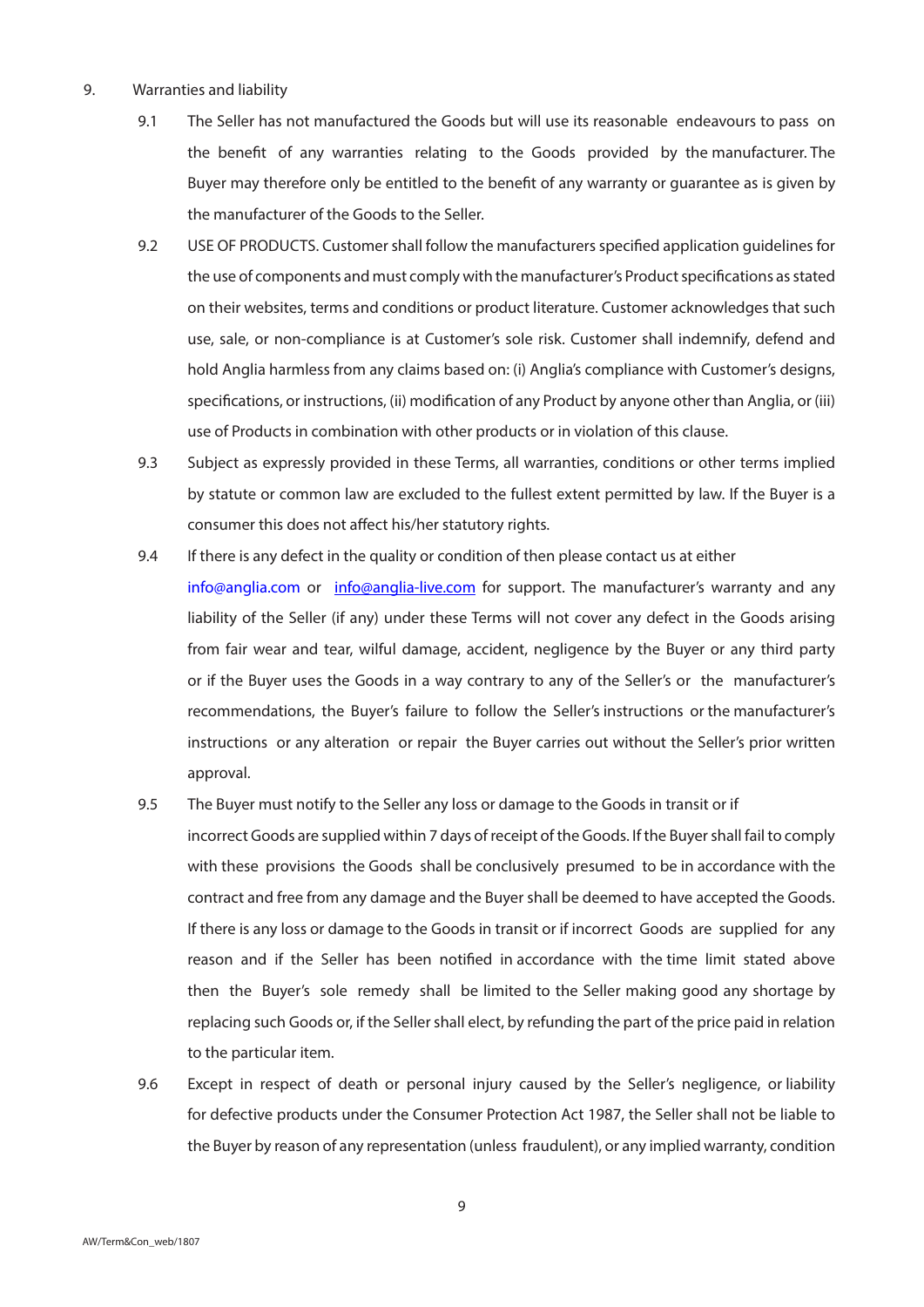9. Warranties and liability

9.1 The Seller has not manufactured the Goods but will use its reasonable endeavours to pass on the benefit of any warranties relating to the Goods provided by the manufacturer. The Buyer may therefore only be entitled to the benefit of any warranty or guarantee as is given by the manufacturer of the Goods to the Seller.

9.2 USE OF PRODUCTS. Customer shall follow the manufacturers specified application guidelines for the use of components and must comply with the manufacturer's Product specifications as stated on their websites, terms and conditions or product literature. Customer acknowledges that such use, sale, or non-compliance is at Customer's sole risk. Customer shall indemnify, defend and hold Anglia harmless from any claims based on: (i) Anglia's compliance with Customer's designs, specifications, or instructions, (ii) modification of any Product by anyone other than Anglia, or (iii) use of Products in combination with other products or in violation of this clause.

9.3 Subject as expressly provided in these Terms, all warranties, conditions or other terms implied by statute or common law are excluded to the fullest extent permitted by law. If the Buyer is a consumer this does not affect his/her statutory rights.

9.4 If there is any defect in the quality or condition of then please contact us at either info@anglia.com or info@anglia-live.com for support. The manufacturer's warranty and any liability of the Seller (if any) under these Terms will not cover any defect in the Goods arising from fair wear and tear, wilful damage, accident, negligence by the Buyer or any third party or if the Buyer uses the Goods in a way contrary to any of the Seller's or the manufacturer's recommendations, the Buyer's failure to follow the Seller's instructions or the manufacturer's instructions or any alteration or repair the Buyer carries out without the Seller's prior written approval.

9.5 The Buyer must notify to the Seller any loss or damage to the Goods in transit or if incorrect Goods are supplied within 7 days of receipt of the Goods. If the Buyer shall fail to comply with these provisions the Goods shall be conclusively presumed to be in accordance with the contract and free from any damage and the Buyer shall be deemed to have accepted the Goods. If there is any loss or damage to the Goods in transit or if incorrect Goods are supplied for any reason and if the Seller has been notified in accordance with the time limit stated above then the Buyer's sole remedy shall be limited to the Seller making good any shortage by replacing such Goods or, if the Seller shall elect, by refunding the part of the price paid in relation to the particular item.

9.6 Except in respect of death or personal injury caused by the Seller's negligence, or liability for defective products under the Consumer Protection Act 1987, the Seller shall not be liable to the Buyer by reason of any representation (unless fraudulent), or any implied warranty, condition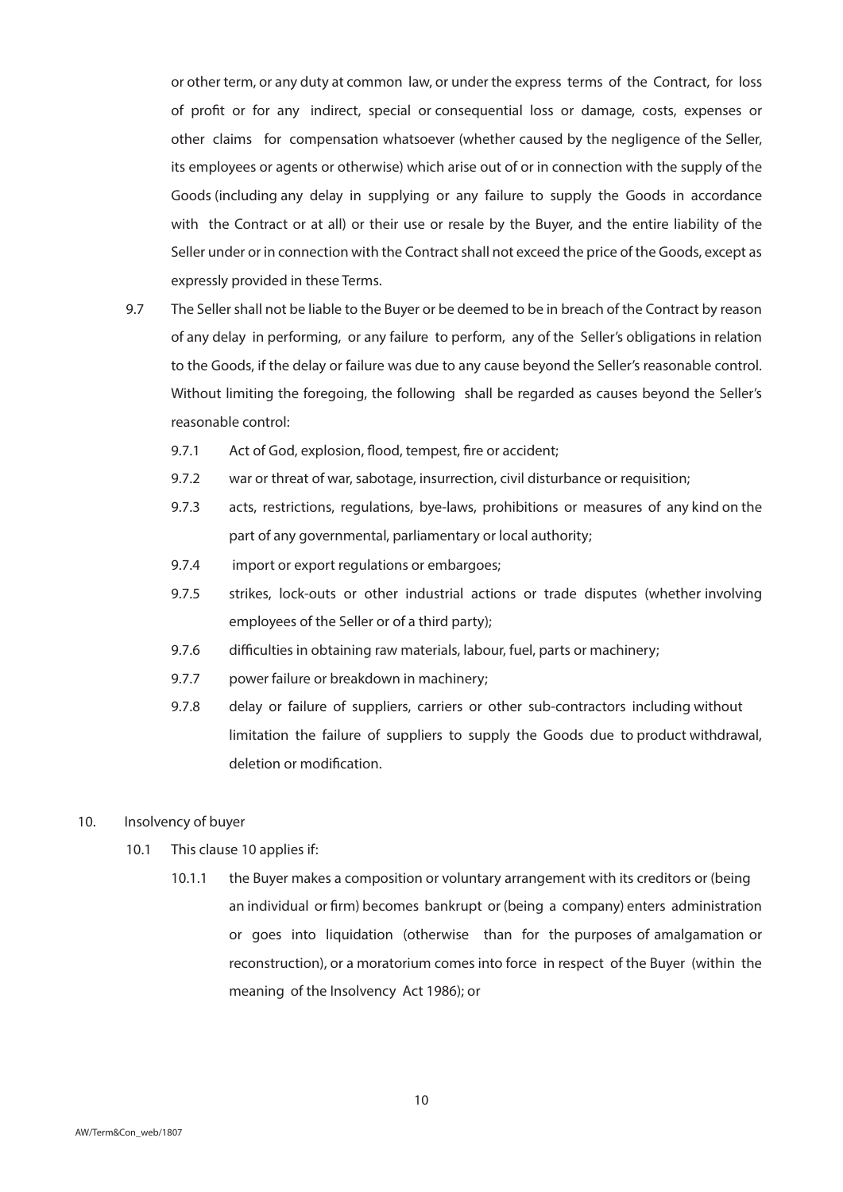or other term, or any duty at common law, or under the express terms of the Contract, for loss of profit or for any indirect, special or consequential loss or damage, costs, expenses or other claims for compensation whatsoever (whether caused by the negligence of the Seller, its employees or agents or otherwise) which arise out of or in connection with the supply of the Goods (including any delay in supplying or any failure to supply the Goods in accordance with the Contract or at all) or their use or resale by the Buyer, and the entire liability of the Seller under or in connection with the Contract shall not exceed the price of the Goods, except as expressly provided in these Terms.

9.7 The Seller shall not be liable to the Buyer or be deemed to be in breach of the Contract by reason of any delay in performing, or any failure to perform, any of the Seller's obligations in relation to the Goods, if the delay or failure was due to any cause beyond the Seller's reasonable control. Without limiting the foregoing, the following shall be regarded as causes beyond the Seller's reasonable control:

9.7.1 Act of God, explosion, flood, tempest, fire or accident;

9.7.2 war or threat of war, sabotage, insurrection, civil disturbance or requisition;

9.7.3 acts, restrictions, regulations, bye-laws, prohibitions or measures of any kind on the part of any governmental, parliamentary or local authority;

9.7.4 import or export regulations or embargoes;

9.7.5 strikes, lock-outs or other industrial actions or trade disputes (whether involving employees of the Seller or of a third party);

9.7.6 difficulties in obtaining raw materials, labour, fuel, parts or machinery;

9.7.7 power failure or breakdown in machinery;

9.7.8 delay or failure of suppliers, carriers or other sub-contractors including without limitation the failure of suppliers to supply the Goods due to product withdrawal, deletion or modification.

10. Insolvency of buyer

10.1 This clause 10 applies if:

10.1.1 the Buyer makes a composition or voluntary arrangement with its creditors or (being an individual or firm) becomes bankrupt or (being a company) enters administration or goes into liquidation (otherwise than for the purposes of amalgamation or reconstruction), or a moratorium comes into force in respect of the Buyer (within the meaning of the Insolvency Act 1986); or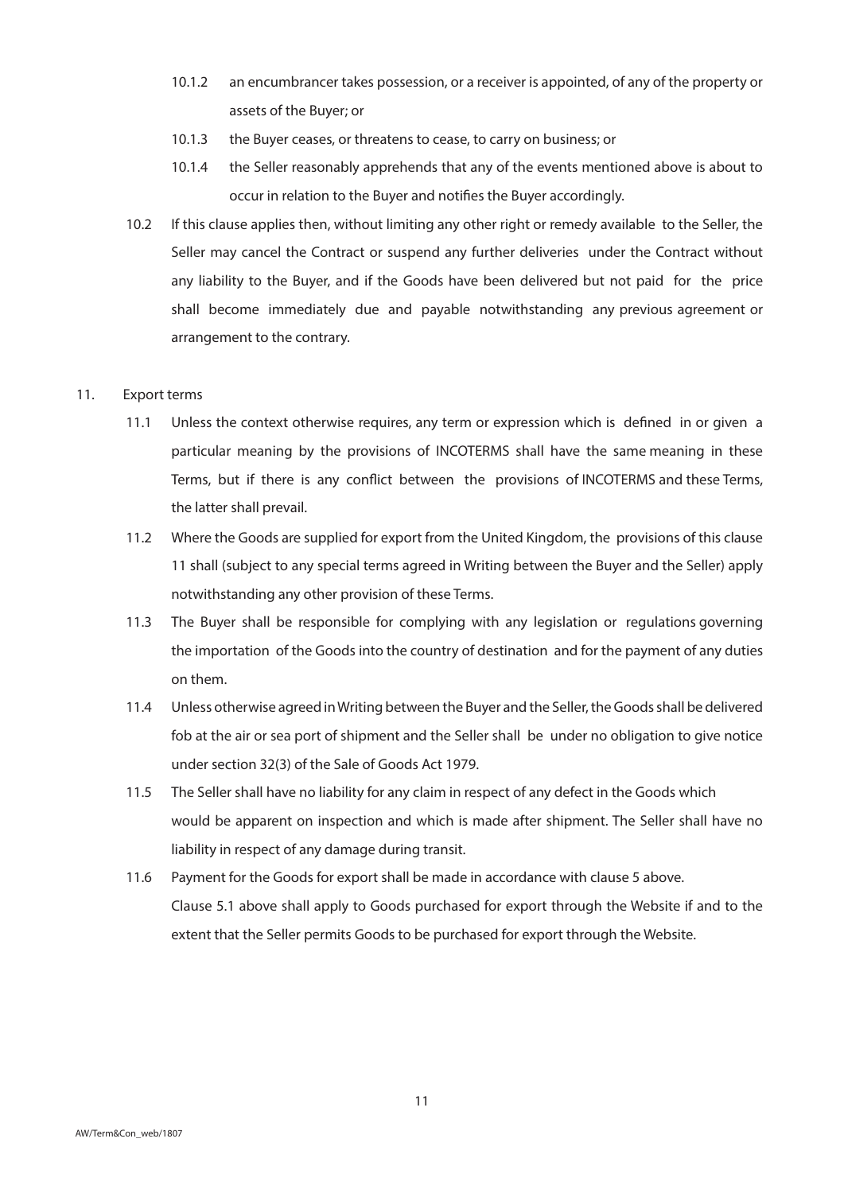10.1.2 an encumbrancer takes possession, or a receiver is appointed, of any of the property or assets of the Buyer; or

10.1.3 the Buyer ceases, or threatens to cease, to carry on business; or

10.1.4 the Seller reasonably apprehends that any of the events mentioned above is about to occur in relation to the Buyer and notifies the Buyer accordingly.

10.2 If this clause applies then, without limiting any other right or remedy available to the Seller, the Seller may cancel the Contract or suspend any further deliveries under the Contract without any liability to the Buyer, and if the Goods have been delivered but not paid for the price shall become immediately due and payable notwithstanding any previous agreement or arrangement to the contrary.

11. Export terms

11.1 Unless the context otherwise requires, any term or expression which is defined in or given a particular meaning by the provisions of INCOTERMS shall have the same meaning in these Terms, but if there is any conflict between the provisions of INCOTERMS and these Terms, the latter shall prevail.

11.2 Where the Goods are supplied for export from the United Kingdom, the provisions of this clause 11 shall (subject to any special terms agreed in Writing between the Buyer and the Seller) apply notwithstanding any other provision of these Terms.

11.3 The Buyer shall be responsible for complying with any legislation or regulations governing the importation of the Goods into the country of destination and for the payment of any duties on them.

11.4 Unless otherwise agreed in Writing between the Buyer and the Seller, the Goods shall be delivered fob at the air or sea port of shipment and the Seller shall be under no obligation to give notice under section 32(3) of the Sale of Goods Act 1979.

11.5 The Seller shall have no liability for any claim in respect of any defect in the Goods which would be apparent on inspection and which is made after shipment. The Seller shall have no liability in respect of any damage during transit.

11.6 Payment for the Goods for export shall be made in accordance with clause 5 above. Clause 5.1 above shall apply to Goods purchased for export through the Website if and to the extent that the Seller permits Goods to be purchased for export through the Website.

AW/Term&Con_web/1807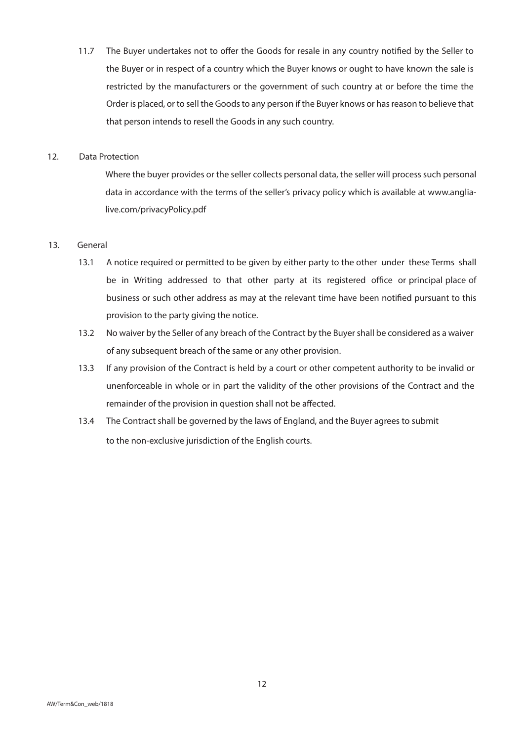11.7 The Buyer undertakes not to offer the Goods for resale in any country notified by the Seller to the Buyer or in respect of a country which the Buyer knows or ought to have known the sale is restricted by the manufacturers or the government of such country at or before the time the Order is placed, or to sell the Goods to any person if the Buyer knows or has reason to believe that that person intends to resell the Goods in any such country.

12. Data Protection

Where the buyer provides or the seller collects personal data, the seller will process such personal data in accordance with the terms of the seller's privacy policy which is available at www.anglia-live.com/privacyPolicy.pdf

13. General

13.1 A notice required or permitted to be given by either party to the other under these Terms shall be in Writing addressed to that other party at its registered office or principal place of business or such other address as may at the relevant time have been notified pursuant to this provision to the party giving the notice.

13.2 No waiver by the Seller of any breach of the Contract by the Buyer shall be considered as a waiver of any subsequent breach of the same or any other provision.

13.3 If any provision of the Contract is held by a court or other competent authority to be invalid or unenforceable in whole or in part the validity of the other provisions of the Contract and the remainder of the provision in question shall not be affected.

13.4 The Contract shall be governed by the laws of England, and the Buyer agrees to submit to the non-exclusive jurisdiction of the English courts.

AW/Term&Con_web/1818